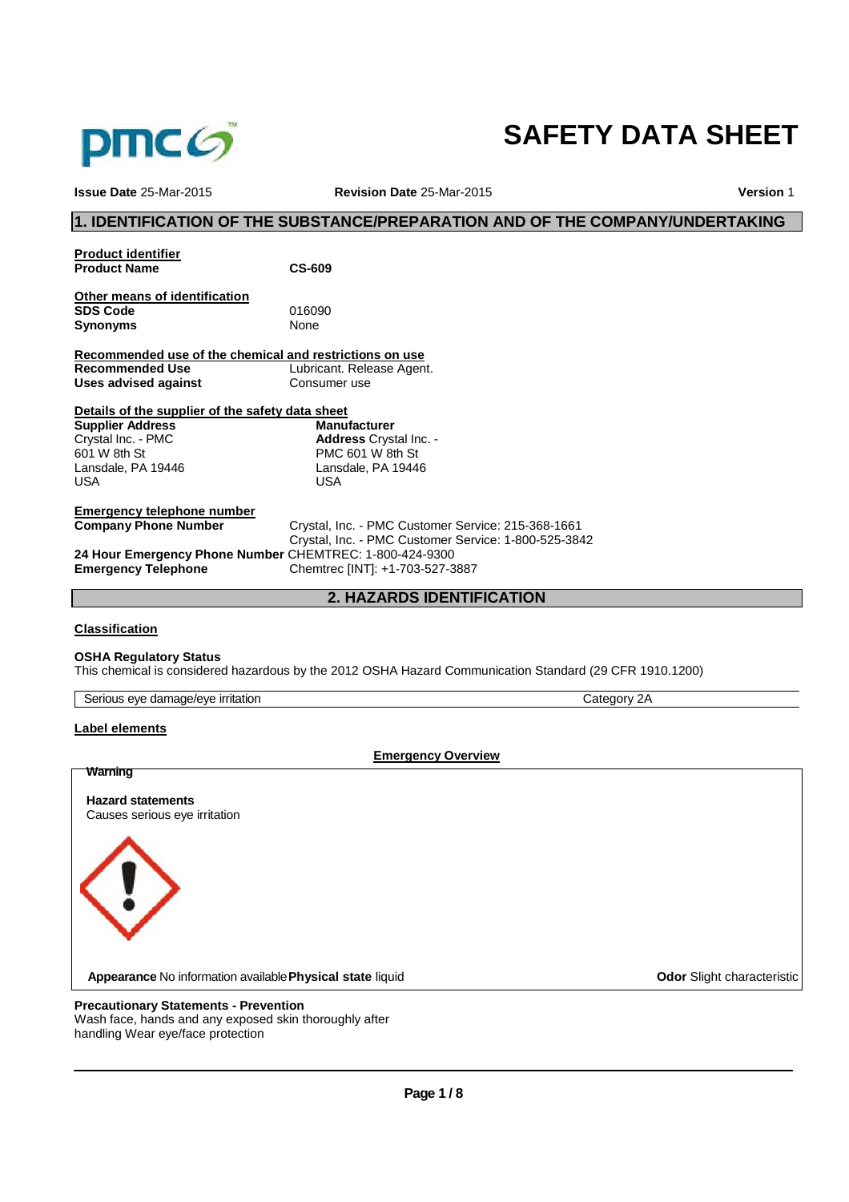# SAFETY DATA SHEET

**Issue Date** 25-Mar-2015 **Revision Date** 25-Mar-2015 **Version** 1

## 1. IDENTIFICATION OF THE SUBSTANCE/PREPARATION AND OF THE COMPANY/UNDERTAKING

**Product identifier**

| | |
|---|---|
| **Product Name** | **CS-609** |

**Other means of identification**

| | |
|---|---|
| **SDS Code** | 016090 |
| **Synonyms** | None |

**Recommended use of the chemical and restrictions on use**

| | |
|---|---|
| **Recommended Use** | Lubricant. Release Agent. |
| **Uses advised against** | Consumer use |

**Details of the supplier of the safety data sheet**

| **Supplier Address** | **Manufacturer** |
|---|---|
| Crystal Inc. - PMC | **Address** Crystal Inc. - |
| 601 W 8th St | PMC 601 W 8th St |
| Lansdale, PA 19446 | Lansdale, PA 19446 |
| USA | USA |

**Emergency telephone number**

| | |
|---|---|
| **Company Phone Number** | Crystal, Inc. - PMC Customer Service: 215-368-1661<br>Crystal, Inc. - PMC Customer Service: 1-800-525-3842 |
| **24 Hour Emergency Phone Number** | CHEMTREC: 1-800-424-9300 |
| **Emergency Telephone** | Chemtrec [INT]: +1-703-527-3887 |

## 2. HAZARDS IDENTIFICATION

**Classification**

**OSHA Regulatory Status**

This chemical is considered hazardous by the 2012 OSHA Hazard Communication Standard (29 CFR 1910.1200)

| | |
|---|---|
| Serious eye damage/eye irritation | Category 2A |

**Label elements**

**Emergency Overview**

**Warning**

**Hazard statements**

Causes serious eye irritation

**Appearance** No information available **Physical state** liquid **Odor** Slight characteristic

**Precautionary Statements - Prevention**

Wash face, hands and any exposed skin thoroughly after handling Wear eye/face protection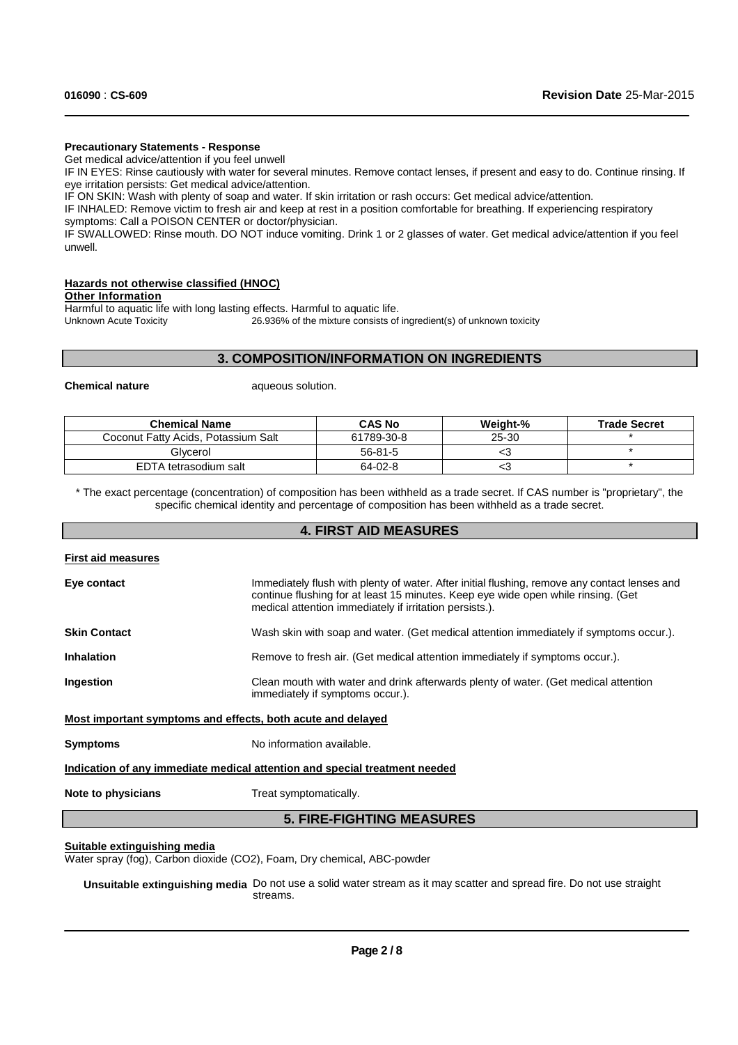**Precautionary Statements - Response**

Get medical advice/attention if you feel unwell

IF IN EYES: Rinse cautiously with water for several minutes. Remove contact lenses, if present and easy to do. Continue rinsing. If eye irritation persists: Get medical advice/attention.

IF ON SKIN: Wash with plenty of soap and water. If skin irritation or rash occurs: Get medical advice/attention.

IF INHALED: Remove victim to fresh air and keep at rest in a position comfortable for breathing. If experiencing respiratory symptoms: Call a POISON CENTER or doctor/physician.

IF SWALLOWED: Rinse mouth. DO NOT induce vomiting. Drink 1 or 2 glasses of water. Get medical advice/attention if you feel unwell.

**Hazards not otherwise classified (HNOC)**

**Other Information**

Harmful to aquatic life with long lasting effects. Harmful to aquatic life.

Unknown Acute Toxicity 26.936% of the mixture consists of ingredient(s) of unknown toxicity

## 3. COMPOSITION/INFORMATION ON INGREDIENTS

**Chemical nature** aqueous solution.

| Chemical Name | CAS No | Weight-% | Trade Secret |
|---|---|---|---|
| Coconut Fatty Acids, Potassium Salt | 61789-30-8 | 25-30 | * |
| Glycerol | 56-81-5 | <3 | * |
| EDTA tetrasodium salt | 64-02-8 | <3 | * |

* The exact percentage (concentration) of composition has been withheld as a trade secret. If CAS number is "proprietary", the specific chemical identity and percentage of composition has been withheld as a trade secret.

## 4. FIRST AID MEASURES

**First aid measures**

**Eye contact** Immediately flush with plenty of water. After initial flushing, remove any contact lenses and continue flushing for at least 15 minutes. Keep eye wide open while rinsing. (Get medical attention immediately if irritation persists.).

**Skin Contact** Wash skin with soap and water. (Get medical attention immediately if symptoms occur.).

**Inhalation** Remove to fresh air. (Get medical attention immediately if symptoms occur.).

**Ingestion** Clean mouth with water and drink afterwards plenty of water. (Get medical attention immediately if symptoms occur.).

**Most important symptoms and effects, both acute and delayed**

**Symptoms** No information available.

**Indication of any immediate medical attention and special treatment needed**

**Note to physicians** Treat symptomatically.

## 5. FIRE-FIGHTING MEASURES

**Suitable extinguishing media**

Water spray (fog), Carbon dioxide ($CO_2$), Foam, Dry chemical, ABC-powder

**Unsuitable extinguishing media** Do not use a solid water stream as it may scatter and spread fire. Do not use straight streams.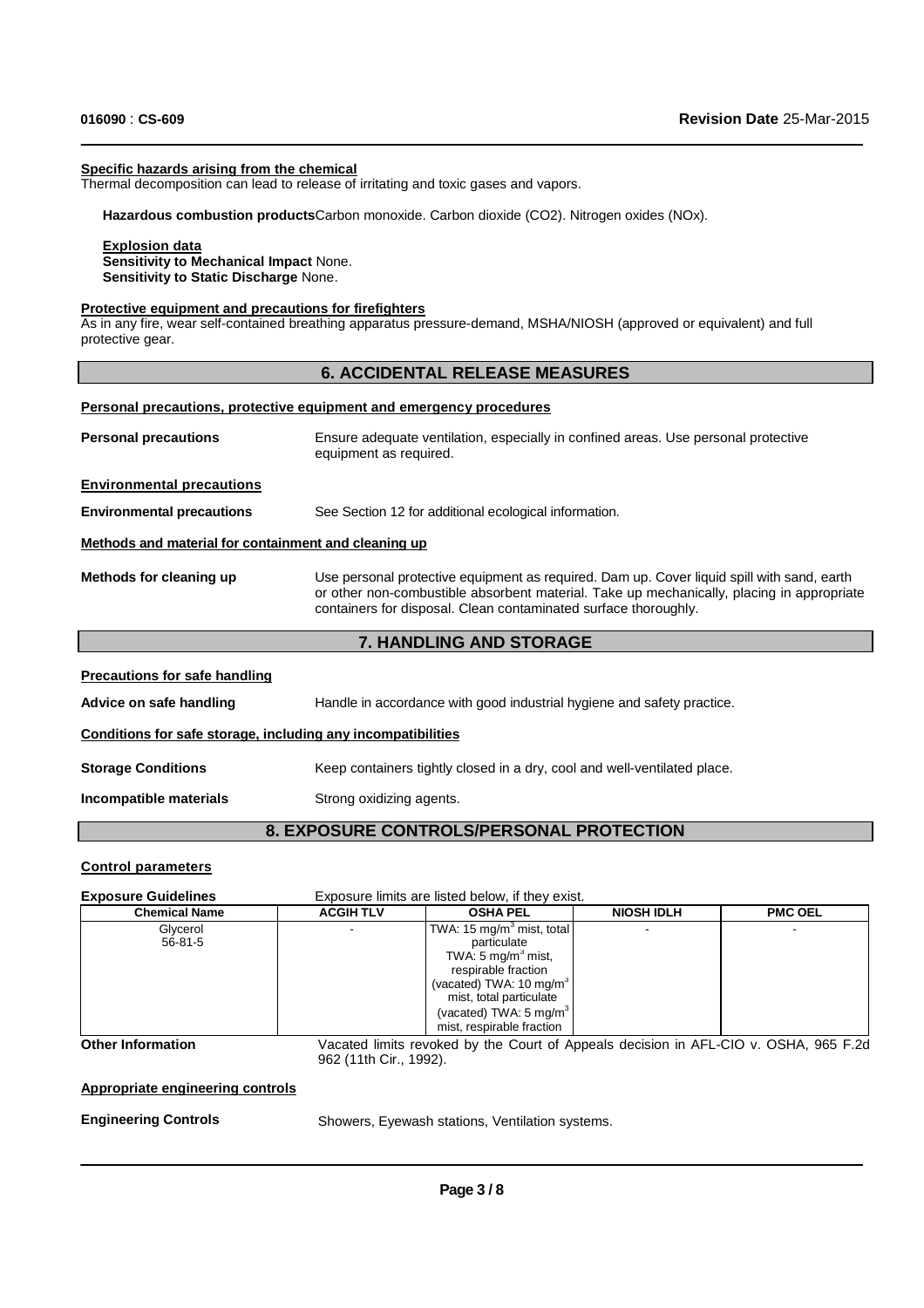**Specific hazards arising from the chemical**

Thermal decomposition can lead to release of irritating and toxic gases and vapors.

**Hazardous combustion products** Carbon monoxide. Carbon dioxide ($CO_2$). Nitrogen oxides (NOx).

**Explosion data**

**Sensitivity to Mechanical Impact** None.

**Sensitivity to Static Discharge** None.

**Protective equipment and precautions for firefighters**

As in any fire, wear self-contained breathing apparatus pressure-demand, MSHA/NIOSH (approved or equivalent) and full protective gear.

## 6. ACCIDENTAL RELEASE MEASURES

**Personal precautions, protective equipment and emergency procedures**

**Personal precautions** Ensure adequate ventilation, especially in confined areas. Use personal protective equipment as required.

**Environmental precautions**

**Environmental precautions** See Section 12 for additional ecological information.

**Methods and material for containment and cleaning up**

**Methods for cleaning up** Use personal protective equipment as required. Dam up. Cover liquid spill with sand, earth or other non-combustible absorbent material. Take up mechanically, placing in appropriate containers for disposal. Clean contaminated surface thoroughly.

## 7. HANDLING AND STORAGE

**Precautions for safe handling**

**Advice on safe handling** Handle in accordance with good industrial hygiene and safety practice.

**Conditions for safe storage, including any incompatibilities**

**Storage Conditions** Keep containers tightly closed in a dry, cool and well-ventilated place.

**Incompatible materials** Strong oxidizing agents.

## 8. EXPOSURE CONTROLS/PERSONAL PROTECTION

**Control parameters**

**Exposure Guidelines** Exposure limits are listed below, if they exist.

| Chemical Name | ACGIH TLV | OSHA PEL | NIOSH IDLH | PMC OEL |
|---|---|---|---|---|
| Glycerol<br>56-81-5 | - | TWA: 15 $mg/m^3$ mist, total particulate<br>TWA: 5 $mg/m^3$ mist, respirable fraction<br>(vacated) TWA: 10 $mg/m^3$ mist, total particulate<br>(vacated) TWA: 5 $mg/m^3$ mist, respirable fraction | - | - |

**Other Information** Vacated limits revoked by the Court of Appeals decision in AFL-CIO v. OSHA, 965 F.2d 962 (11th Cir., 1992).

**Appropriate engineering controls**

**Engineering Controls** Showers, Eyewash stations, Ventilation systems.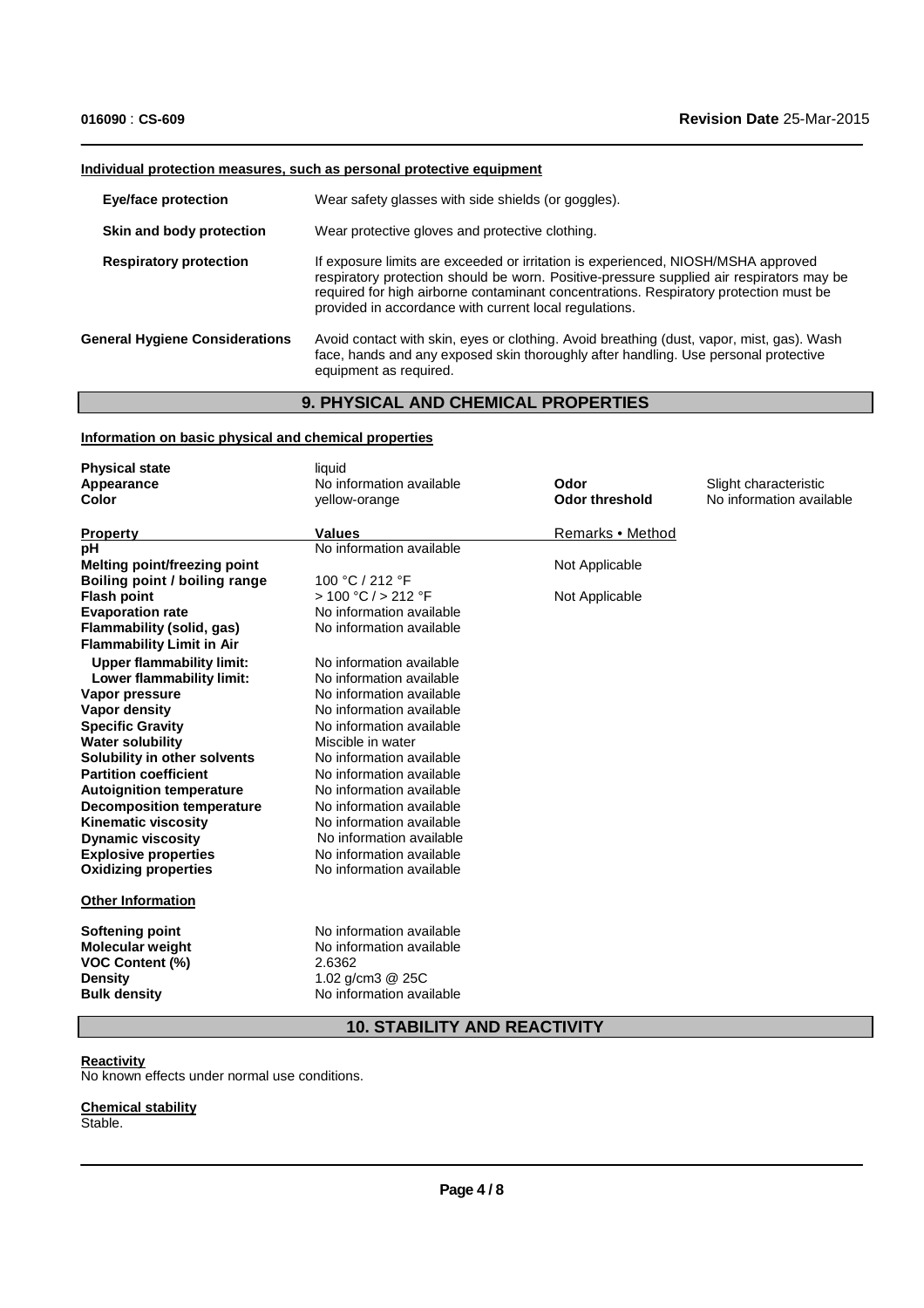**Individual protection measures, such as personal protective equipment**

| | |
|---|---|
| **Eye/face protection** | Wear safety glasses with side shields (or goggles). |
| **Skin and body protection** | Wear protective gloves and protective clothing. |
| **Respiratory protection** | If exposure limits are exceeded or irritation is experienced, NIOSH/MSHA approved respiratory protection should be worn. Positive-pressure supplied air respirators may be required for high airborne contaminant concentrations. Respiratory protection must be provided in accordance with current local regulations. |
| **General Hygiene Considerations** | Avoid contact with skin, eyes or clothing. Avoid breathing (dust, vapor, mist, gas). Wash face, hands and any exposed skin thoroughly after handling. Use personal protective equipment as required. |

## 9. PHYSICAL AND CHEMICAL PROPERTIES

**Information on basic physical and chemical properties**

| | | | |
|---|---|---|---|
| **Physical state** | liquid | | |
| **Appearance** | No information available | **Odor** | Slight characteristic |
| **Color** | yellow-orange | **Odor threshold** | No information available |

| **Property** | **Values** | Remarks • Method |
|---|---|---|
| **pH** | No information available | |
| **Melting point/freezing point** | | Not Applicable |
| **Boiling point / boiling range** | 100 °C / 212 °F | |
| **Flash point** | > 100 °C / > 212 °F | Not Applicable |
| **Evaporation rate** | No information available | |
| **Flammability (solid, gas)** | No information available | |
| **Flammability Limit in Air** | | |
| **Upper flammability limit:** | No information available | |
| **Lower flammability limit:** | No information available | |
| **Vapor pressure** | No information available | |
| **Vapor density** | No information available | |
| **Specific Gravity** | No information available | |
| **Water solubility** | Miscible in water | |
| **Solubility in other solvents** | No information available | |
| **Partition coefficient** | No information available | |
| **Autoignition temperature** | No information available | |
| **Decomposition temperature** | No information available | |
| **Kinematic viscosity** | No information available | |
| **Dynamic viscosity** | No information available | |
| **Explosive properties** | No information available | |
| **Oxidizing properties** | No information available | |

**Other Information**

| | |
|---|---|
| **Softening point** | No information available |
| **Molecular weight** | No information available |
| **VOC Content (%)** | 2.6362 |
| **Density** | 1.02 g/cm3 @ 25C |
| **Bulk density** | No information available |

## 10. STABILITY AND REACTIVITY

**Reactivity**

No known effects under normal use conditions.

**Chemical stability**

Stable.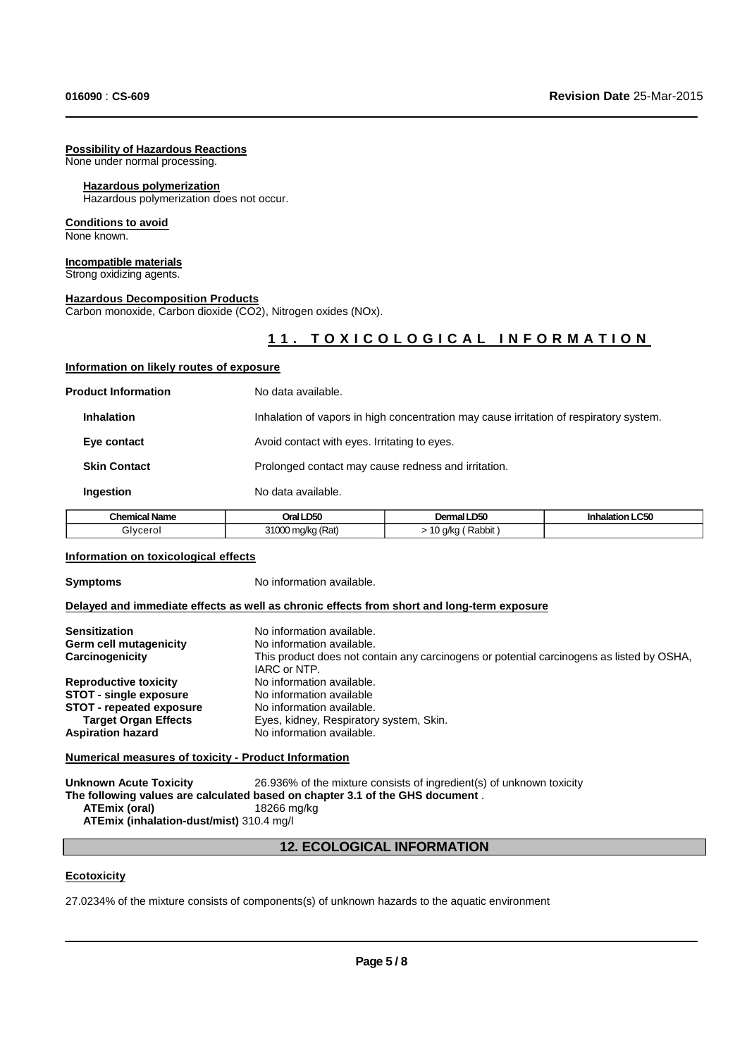**Possibility of Hazardous Reactions**
None under normal processing.

**Hazardous polymerization**
Hazardous polymerization does not occur.

**Conditions to avoid**
None known.

**Incompatible materials**
Strong oxidizing agents.

**Hazardous Decomposition Products**
Carbon monoxide, Carbon dioxide ($CO_2$), Nitrogen oxides ($NO_x$).

## 11. TOXICOLOGICAL INFORMATION

**Information on likely routes of exposure**

**Product Information** No data available.

**Inhalation** Inhalation of vapors in high concentration may cause irritation of respiratory system.

**Eye contact** Avoid contact with eyes. Irritating to eyes.

**Skin Contact** Prolonged contact may cause redness and irritation.

**Ingestion** No data available.

| Chemical Name | Oral LD50 | Dermal LD50 | Inhalation LC50 |
|---|---|---|---|
| Glycerol | 31000 mg/kg (Rat) | > 10 g/kg ( Rabbit ) | |

**Information on toxicological effects**

**Symptoms** No information available.

**Delayed and immediate effects as well as chronic effects from short and long-term exposure**

**Sensitization** No information available.
**Germ cell mutagenicity** No information available.
**Carcinogenicity** This product does not contain any carcinogens or potential carcinogens as listed by OSHA, IARC or NTP.
**Reproductive toxicity** No information available.
**STOT - single exposure** No information available
**STOT - repeated exposure** No information available.
**Target Organ Effects** Eyes, kidney, Respiratory system, Skin.
**Aspiration hazard** No information available.

**Numerical measures of toxicity - Product Information**

**Unknown Acute Toxicity** 26.936% of the mixture consists of ingredient(s) of unknown toxicity
**The following values are calculated based on chapter 3.1 of the GHS document** .
**ATEmix (oral)** 18266 mg/kg
**ATEmix (inhalation-dust/mist)** 310.4 mg/l

## 12. ECOLOGICAL INFORMATION

**Ecotoxicity**

27.0234% of the mixture consists of components(s) of unknown hazards to the aquatic environment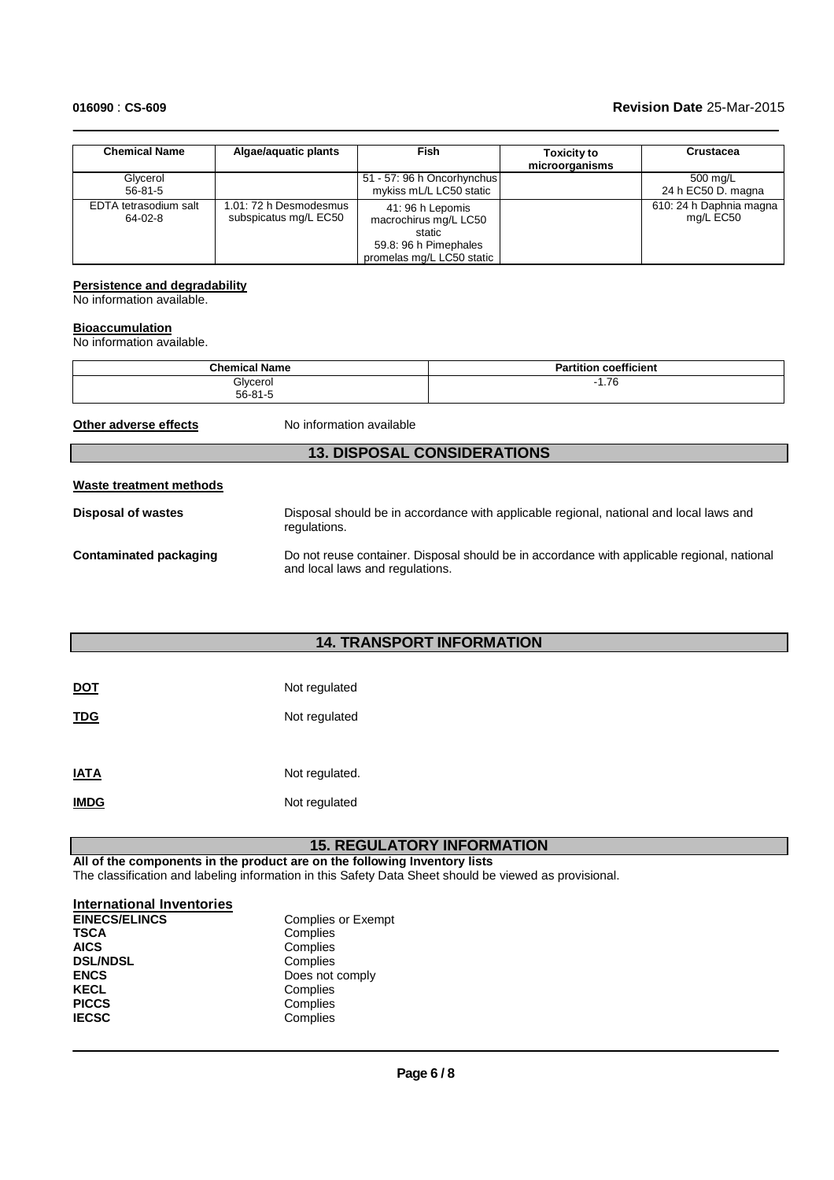| Chemical Name | Algae/aquatic plants | Fish | Toxicity to microorganisms | Crustacea |
|---|---|---|---|---|
| Glycerol<br>56-81-5 | | 51 - 57: 96 h Oncorhynchus mykiss mL/L LC50 static | | 500 mg/L<br>24 h EC50 D. magna |
| EDTA tetrasodium salt<br>64-02-8 | 1.01: 72 h Desmodesmus subspicatus mg/L EC50 | 41: 96 h Lepomis macrochirus mg/L LC50 static<br>59.8: 96 h Pimephales promelas mg/L LC50 static | | 610: 24 h Daphnia magna mg/L EC50 |

**Persistence and degradability**

No information available.

**Bioaccumulation**

No information available.

| Chemical Name | Partition coefficient |
|---|---|
| Glycerol<br>56-81-5 | -1.76 |

**Other adverse effects** No information available

## 13. DISPOSAL CONSIDERATIONS

**Waste treatment methods**

**Disposal of wastes** Disposal should be in accordance with applicable regional, national and local laws and regulations.

**Contaminated packaging** Do not reuse container. Disposal should be in accordance with applicable regional, national and local laws and regulations.

## 14. TRANSPORT INFORMATION

**DOT** Not regulated

**TDG** Not regulated

**IATA** Not regulated.

**IMDG** Not regulated

## 15. REGULATORY INFORMATION

**All of the components in the product are on the following Inventory lists**

The classification and labeling information in this Safety Data Sheet should be viewed as provisional.

**International Inventories**

| | |
|---|---|
| **EINECS/ELINCS** | Complies or Exempt |
| **TSCA** | Complies |
| **AICS** | Complies |
| **DSL/NDSL** | Complies |
| **ENCS** | Does not comply |
| **KECL** | Complies |
| **PICCS** | Complies |
| **IECSC** | Complies |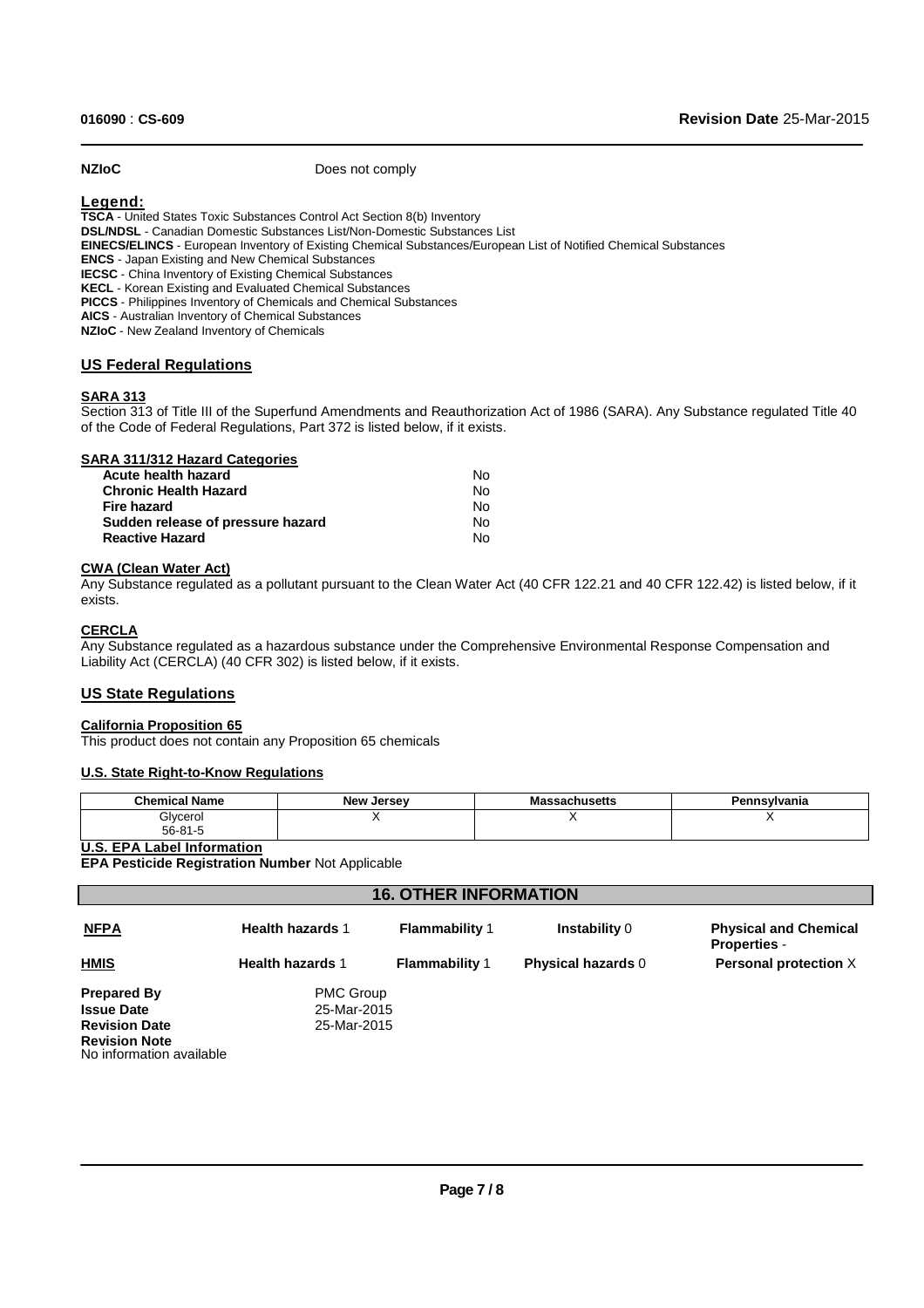**NZIoC** Does not comply

**Legend:**

**TSCA** - United States Toxic Substances Control Act Section 8(b) Inventory
**DSL/NDSL** - Canadian Domestic Substances List/Non-Domestic Substances List
**EINECS/ELINCS** - European Inventory of Existing Chemical Substances/European List of Notified Chemical Substances
**ENCS** - Japan Existing and New Chemical Substances
**IECSC** - China Inventory of Existing Chemical Substances
**KECL** - Korean Existing and Evaluated Chemical Substances
**PICCS** - Philippines Inventory of Chemicals and Chemical Substances
**AICS** - Australian Inventory of Chemical Substances
**NZIoC** - New Zealand Inventory of Chemicals

## US Federal Regulations

### SARA 313

Section 313 of Title III of the Superfund Amendments and Reauthorization Act of 1986 (SARA). Any Substance regulated Title 40 of the Code of Federal Regulations, Part 372 is listed below, if it exists.

### SARA 311/312 Hazard Categories

| | |
|---|---|
| **Acute health hazard** | No |
| **Chronic Health Hazard** | No |
| **Fire hazard** | No |
| **Sudden release of pressure hazard** | No |
| **Reactive Hazard** | No |

### CWA (Clean Water Act)

Any Substance regulated as a pollutant pursuant to the Clean Water Act (40 CFR 122.21 and 40 CFR 122.42) is listed below, if it exists.

### CERCLA

Any Substance regulated as a hazardous substance under the Comprehensive Environmental Response Compensation and Liability Act (CERCLA) (40 CFR 302) is listed below, if it exists.

## US State Regulations

### California Proposition 65

This product does not contain any Proposition 65 chemicals

### U.S. State Right-to-Know Regulations

| Chemical Name | New Jersey | Massachusetts | Pennsylvania |
|---|---|---|---|
| Glycerol<br>56-81-5 | X | X | X |

### U.S. EPA Label Information

**EPA Pesticide Registration Number** Not Applicable

## 16. OTHER INFORMATION

| | | | | |
|---|---|---|---|---|
| **NFPA** | **Health hazards** 1 | **Flammability** 1 | **Instability** 0 | **Physical and Chemical Properties** - |
| **HMIS** | **Health hazards** 1 | **Flammability** 1 | **Physical hazards** 0 | **Personal protection** X |

**Prepared By** PMC Group
**Issue Date** 25-Mar-2015
**Revision Date** 25-Mar-2015
**Revision Note**
No information available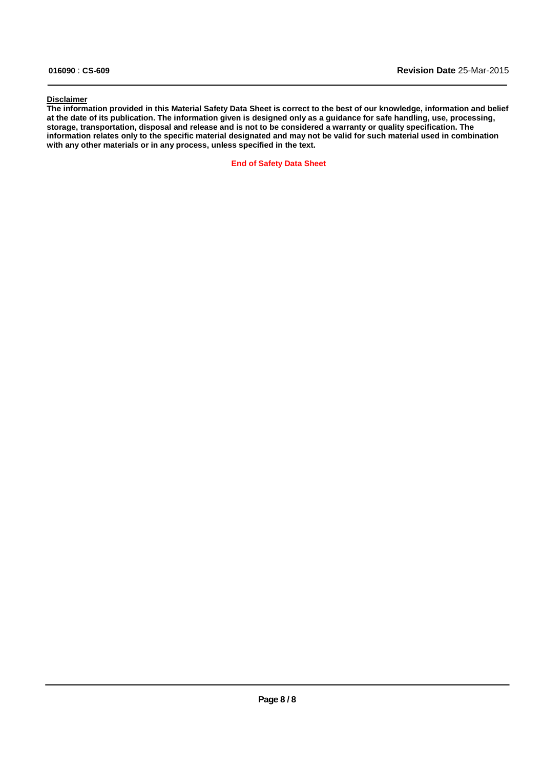**Disclaimer**

**The information provided in this Material Safety Data Sheet is correct to the best of our knowledge, information and belief at the date of its publication. The information given is designed only as a guidance for safe handling, use, processing, storage, transportation, disposal and release and is not to be considered a warranty or quality specification. The information relates only to the specific material designated and may not be valid for such material used in combination with any other materials or in any process, unless specified in the text.**

**End of Safety Data Sheet**